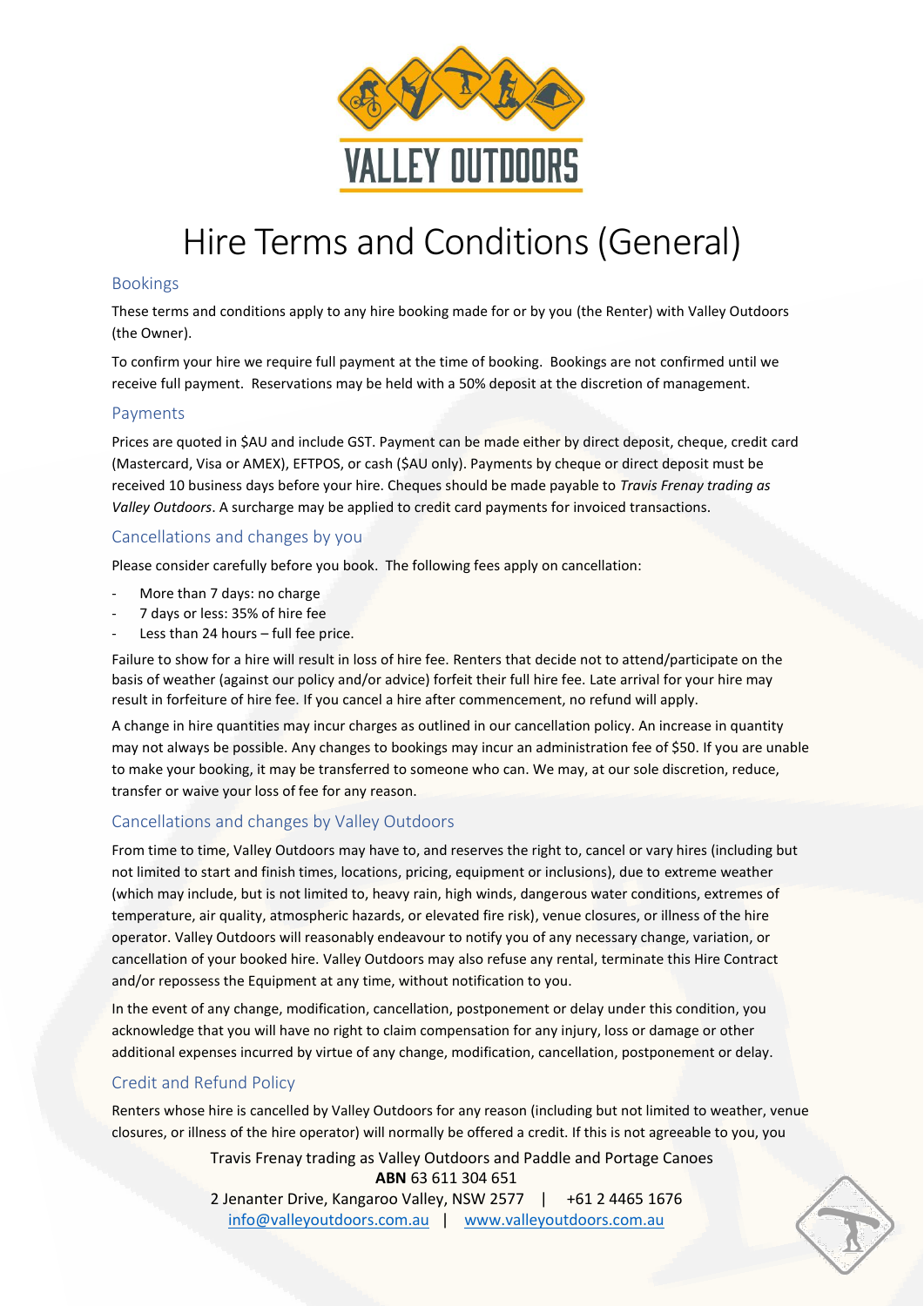# Hire Terms and Conditions (General)

## Bookings

These terms and conditions apply to any hire booking made for or by you (the Renter) with Valley Outdoors (the Owner).

To confirm your hire we require full payment at the time of booking. Bookings are not confirmed until we receive full payment. Reservations may be held with a 50% deposit at the discretion of management.

## Payments

Prices are quoted in $AU and include GST. Payment can be made either by direct deposit, cheque, credit card (Mastercard, Visa or AMEX), EFTPOS, or cash ($AU only). Payments by cheque or direct deposit must be received 10 business days before your hire. Cheques should be made payable to *Travis Frenay trading as Valley Outdoors*. A surcharge may be applied to credit card payments for invoiced transactions.

## Cancellations and changes by you

Please consider carefully before you book. The following fees apply on cancellation:

- More than 7 days: no charge
- 7 days or less: 35% of hire fee
- Less than 24 hours – full fee price.

Failure to show for a hire will result in loss of hire fee. Renters that decide not to attend/participate on the basis of weather (against our policy and/or advice) forfeit their full hire fee. Late arrival for your hire may result in forfeiture of hire fee. If you cancel a hire after commencement, no refund will apply.

A change in hire quantities may incur charges as outlined in our cancellation policy. An increase in quantity may not always be possible. Any changes to bookings may incur an administration fee of $50. If you are unable to make your booking, it may be transferred to someone who can. We may, at our sole discretion, reduce, transfer or waive your loss of fee for any reason.

## Cancellations and changes by Valley Outdoors

From time to time, Valley Outdoors may have to, and reserves the right to, cancel or vary hires (including but not limited to start and finish times, locations, pricing, equipment or inclusions), due to extreme weather (which may include, but is not limited to, heavy rain, high winds, dangerous water conditions, extremes of temperature, air quality, atmospheric hazards, or elevated fire risk), venue closures, or illness of the hire operator. Valley Outdoors will reasonably endeavour to notify you of any necessary change, variation, or cancellation of your booked hire. Valley Outdoors may also refuse any rental, terminate this Hire Contract and/or repossess the Equipment at any time, without notification to you.

In the event of any change, modification, cancellation, postponement or delay under this condition, you acknowledge that you will have no right to claim compensation for any injury, loss or damage or other additional expenses incurred by virtue of any change, modification, cancellation, postponement or delay.

## Credit and Refund Policy

Renters whose hire is cancelled by Valley Outdoors for any reason (including but not limited to weather, venue closures, or illness of the hire operator) will normally be offered a credit. If this is not agreeable to you, you

Travis Frenay trading as Valley Outdoors and Paddle and Portage Canoes
**ABN** 63 611 304 651
2 Jenanter Drive, Kangaroo Valley, NSW 2577 | +61 2 4465 1676
info@valleyoutdoors.com.au | www.valleyoutdoors.com.au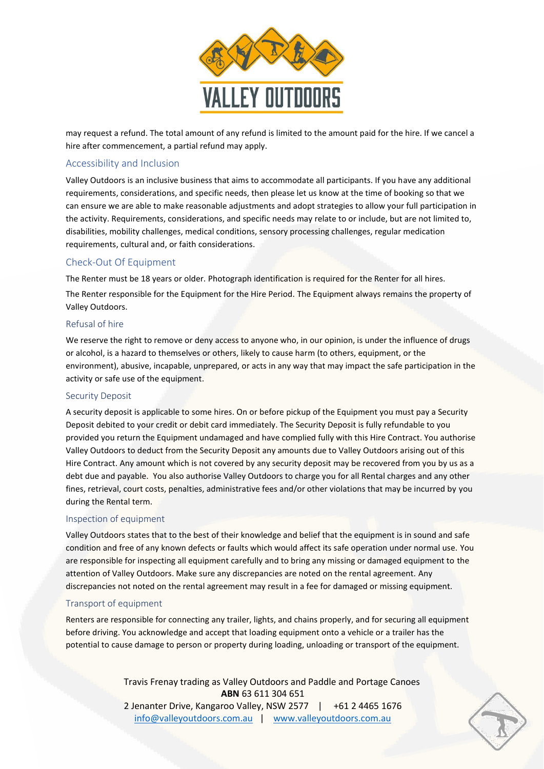may request a refund. The total amount of any refund is limited to the amount paid for the hire. If we cancel a hire after commencement, a partial refund may apply.

## Accessibility and Inclusion

Valley Outdoors is an inclusive business that aims to accommodate all participants. If you have any additional requirements, considerations, and specific needs, then please let us know at the time of booking so that we can ensure we are able to make reasonable adjustments and adopt strategies to allow your full participation in the activity. Requirements, considerations, and specific needs may relate to or include, but are not limited to, disabilities, mobility challenges, medical conditions, sensory processing challenges, regular medication requirements, cultural and, or faith considerations.

## Check-Out Of Equipment

The Renter must be 18 years or older. Photograph identification is required for the Renter for all hires.

The Renter responsible for the Equipment for the Hire Period. The Equipment always remains the property of Valley Outdoors.

### Refusal of hire

We reserve the right to remove or deny access to anyone who, in our opinion, is under the influence of drugs or alcohol, is a hazard to themselves or others, likely to cause harm (to others, equipment, or the environment), abusive, incapable, unprepared, or acts in any way that may impact the safe participation in the activity or safe use of the equipment.

### Security Deposit

A security deposit is applicable to some hires. On or before pickup of the Equipment you must pay a Security Deposit debited to your credit or debit card immediately. The Security Deposit is fully refundable to you provided you return the Equipment undamaged and have complied fully with this Hire Contract. You authorise Valley Outdoors to deduct from the Security Deposit any amounts due to Valley Outdoors arising out of this Hire Contract. Any amount which is not covered by any security deposit may be recovered from you by us as a debt due and payable. You also authorise Valley Outdoors to charge you for all Rental charges and any other fines, retrieval, court costs, penalties, administrative fees and/or other violations that may be incurred by you during the Rental term.

### Inspection of equipment

Valley Outdoors states that to the best of their knowledge and belief that the equipment is in sound and safe condition and free of any known defects or faults which would affect its safe operation under normal use. You are responsible for inspecting all equipment carefully and to bring any missing or damaged equipment to the attention of Valley Outdoors. Make sure any discrepancies are noted on the rental agreement. Any discrepancies not noted on the rental agreement may result in a fee for damaged or missing equipment.

### Transport of equipment

Renters are responsible for connecting any trailer, lights, and chains properly, and for securing all equipment before driving. You acknowledge and accept that loading equipment onto a vehicle or a trailer has the potential to cause damage to person or property during loading, unloading or transport of the equipment.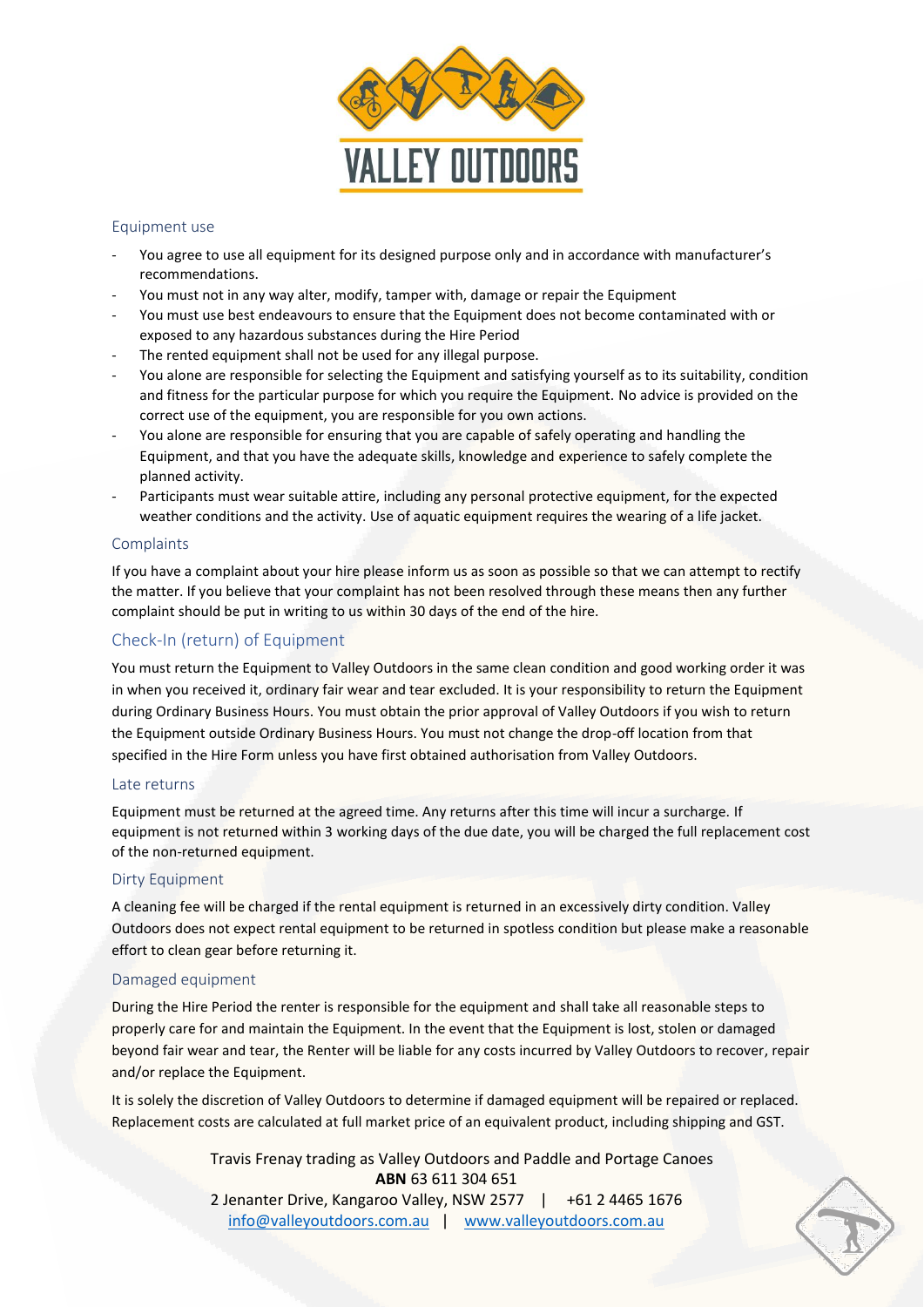## Equipment use

- You agree to use all equipment for its designed purpose only and in accordance with manufacturer's recommendations.
- You must not in any way alter, modify, tamper with, damage or repair the Equipment
- You must use best endeavours to ensure that the Equipment does not become contaminated with or exposed to any hazardous substances during the Hire Period
- The rented equipment shall not be used for any illegal purpose.
- You alone are responsible for selecting the Equipment and satisfying yourself as to its suitability, condition and fitness for the particular purpose for which you require the Equipment. No advice is provided on the correct use of the equipment, you are responsible for you own actions.
- You alone are responsible for ensuring that you are capable of safely operating and handling the Equipment, and that you have the adequate skills, knowledge and experience to safely complete the planned activity.
- Participants must wear suitable attire, including any personal protective equipment, for the expected weather conditions and the activity. Use of aquatic equipment requires the wearing of a life jacket.

## Complaints

If you have a complaint about your hire please inform us as soon as possible so that we can attempt to rectify the matter. If you believe that your complaint has not been resolved through these means then any further complaint should be put in writing to us within 30 days of the end of the hire.

## Check-In (return) of Equipment

You must return the Equipment to Valley Outdoors in the same clean condition and good working order it was in when you received it, ordinary fair wear and tear excluded. It is your responsibility to return the Equipment during Ordinary Business Hours. You must obtain the prior approval of Valley Outdoors if you wish to return the Equipment outside Ordinary Business Hours. You must not change the drop-off location from that specified in the Hire Form unless you have first obtained authorisation from Valley Outdoors.

## Late returns

Equipment must be returned at the agreed time. Any returns after this time will incur a surcharge. If equipment is not returned within 3 working days of the due date, you will be charged the full replacement cost of the non-returned equipment.

## Dirty Equipment

A cleaning fee will be charged if the rental equipment is returned in an excessively dirty condition. Valley Outdoors does not expect rental equipment to be returned in spotless condition but please make a reasonable effort to clean gear before returning it.

## Damaged equipment

During the Hire Period the renter is responsible for the equipment and shall take all reasonable steps to properly care for and maintain the Equipment. In the event that the Equipment is lost, stolen or damaged beyond fair wear and tear, the Renter will be liable for any costs incurred by Valley Outdoors to recover, repair and/or replace the Equipment.

It is solely the discretion of Valley Outdoors to determine if damaged equipment will be repaired or replaced. Replacement costs are calculated at full market price of an equivalent product, including shipping and GST.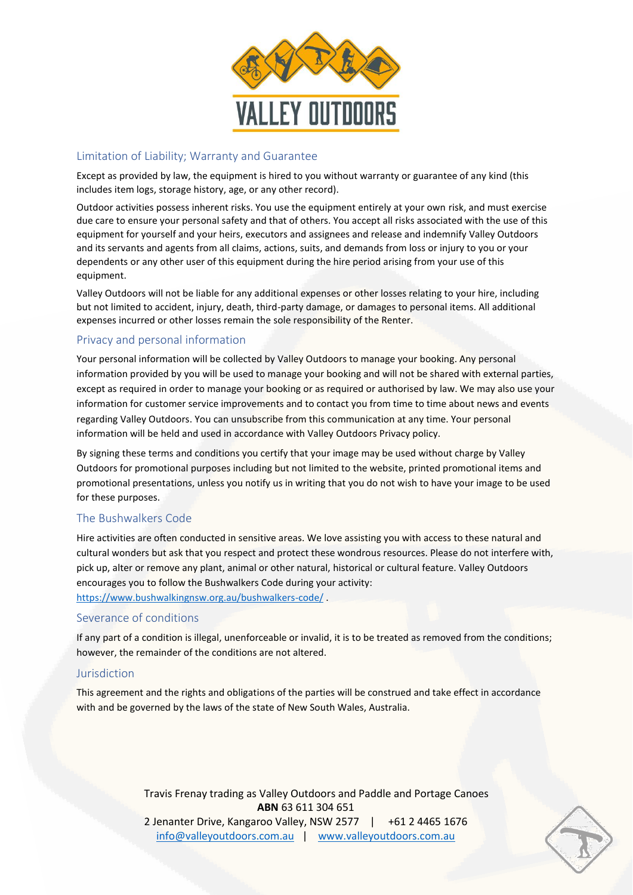VALLEY OUTDOORS

## Limitation of Liability; Warranty and Guarantee

Except as provided by law, the equipment is hired to you without warranty or guarantee of any kind (this includes item logs, storage history, age, or any other record).

Outdoor activities possess inherent risks. You use the equipment entirely at your own risk, and must exercise due care to ensure your personal safety and that of others. You accept all risks associated with the use of this equipment for yourself and your heirs, executors and assignees and release and indemnify Valley Outdoors and its servants and agents from all claims, actions, suits, and demands from loss or injury to you or your dependents or any other user of this equipment during the hire period arising from your use of this equipment.

Valley Outdoors will not be liable for any additional expenses or other losses relating to your hire, including but not limited to accident, injury, death, third-party damage, or damages to personal items. All additional expenses incurred or other losses remain the sole responsibility of the Renter.

## Privacy and personal information

Your personal information will be collected by Valley Outdoors to manage your booking. Any personal information provided by you will be used to manage your booking and will not be shared with external parties, except as required in order to manage your booking or as required or authorised by law. We may also use your information for customer service improvements and to contact you from time to time about news and events regarding Valley Outdoors. You can unsubscribe from this communication at any time. Your personal information will be held and used in accordance with Valley Outdoors Privacy policy.

By signing these terms and conditions you certify that your image may be used without charge by Valley Outdoors for promotional purposes including but not limited to the website, printed promotional items and promotional presentations, unless you notify us in writing that you do not wish to have your image to be used for these purposes.

## The Bushwalkers Code

Hire activities are often conducted in sensitive areas. We love assisting you with access to these natural and cultural wonders but ask that you respect and protect these wondrous resources. Please do not interfere with, pick up, alter or remove any plant, animal or other natural, historical or cultural feature. Valley Outdoors encourages you to follow the Bushwalkers Code during your activity: https://www.bushwalkingnsw.org.au/bushwalkers-code/ .

## Severance of conditions

If any part of a condition is illegal, unenforceable or invalid, it is to be treated as removed from the conditions; however, the remainder of the conditions are not altered.

## Jurisdiction

This agreement and the rights and obligations of the parties will be construed and take effect in accordance with and be governed by the laws of the state of New South Wales, Australia.

Travis Frenay trading as Valley Outdoors and Paddle and Portage Canoes
**ABN** 63 611 304 651
2 Jenanter Drive, Kangaroo Valley, NSW 2577 | +61 2 4465 1676
info@valleyoutdoors.com.au | www.valleyoutdoors.com.au